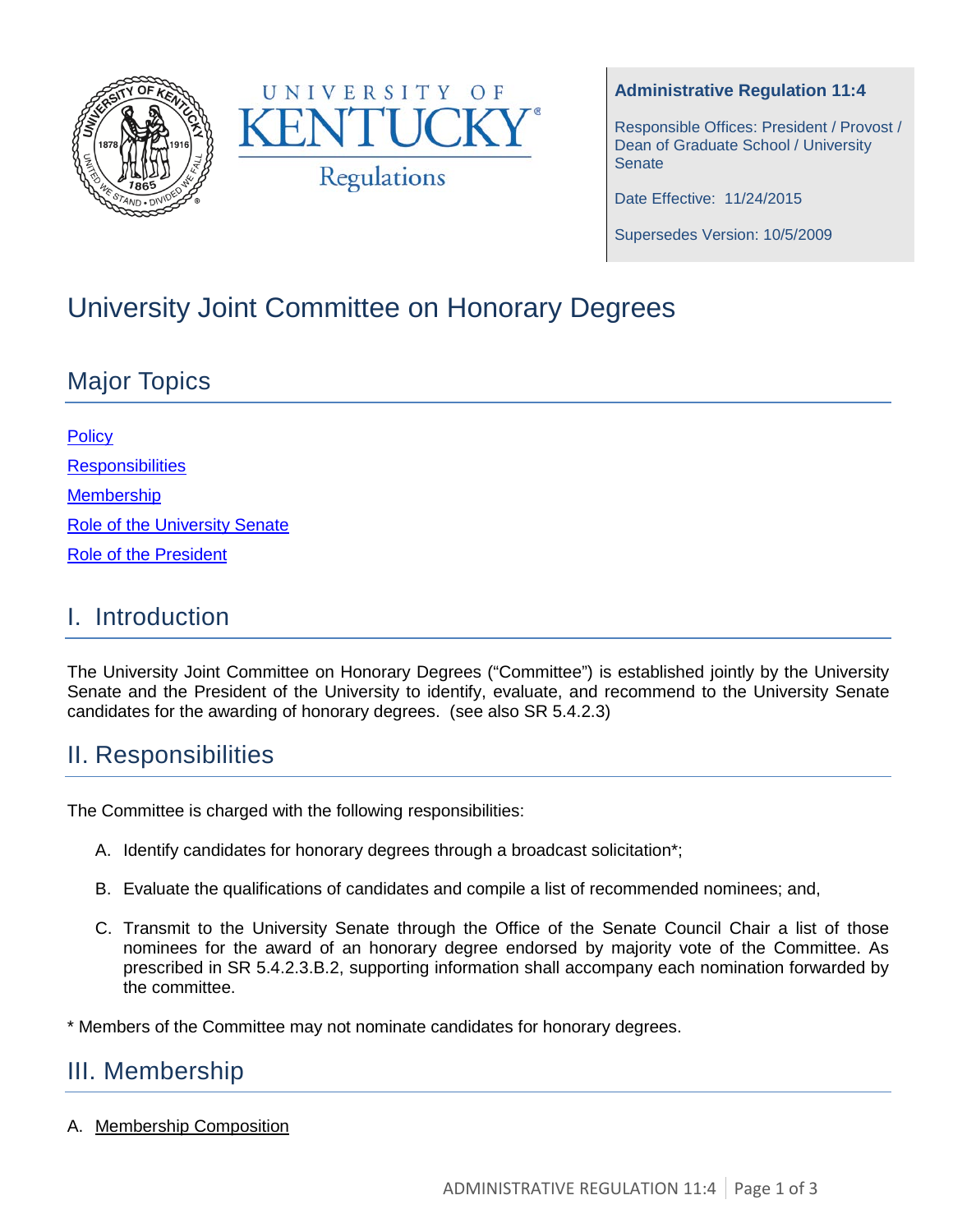**Administrative Regulation 11:4**

Responsible Offices: President / Provost / Dean of Graduate School / University Senate

Date Effective: 11/24/2015

Supersedes Version: 10/5/2009

# University Joint Committee on Honorary Degrees

## Major Topics

[Policy](#)

[Responsibilities](#)

[Membership](#)

[Role of the University Senate](#)

[Role of the President](#)

## I. Introduction

The University Joint Committee on Honorary Degrees ("Committee") is established jointly by the University Senate and the President of the University to identify, evaluate, and recommend to the University Senate candidates for the awarding of honorary degrees. (see also SR 5.4.2.3)

## II. Responsibilities

The Committee is charged with the following responsibilities:

A. Identify candidates for honorary degrees through a broadcast solicitation*;

B. Evaluate the qualifications of candidates and compile a list of recommended nominees; and,

C. Transmit to the University Senate through the Office of the Senate Council Chair a list of those nominees for the award of an honorary degree endorsed by majority vote of the Committee. As prescribed in SR 5.4.2.3.B.2, supporting information shall accompany each nomination forwarded by the committee.

* Members of the Committee may not nominate candidates for honorary degrees.

## III. Membership

A. Membership Composition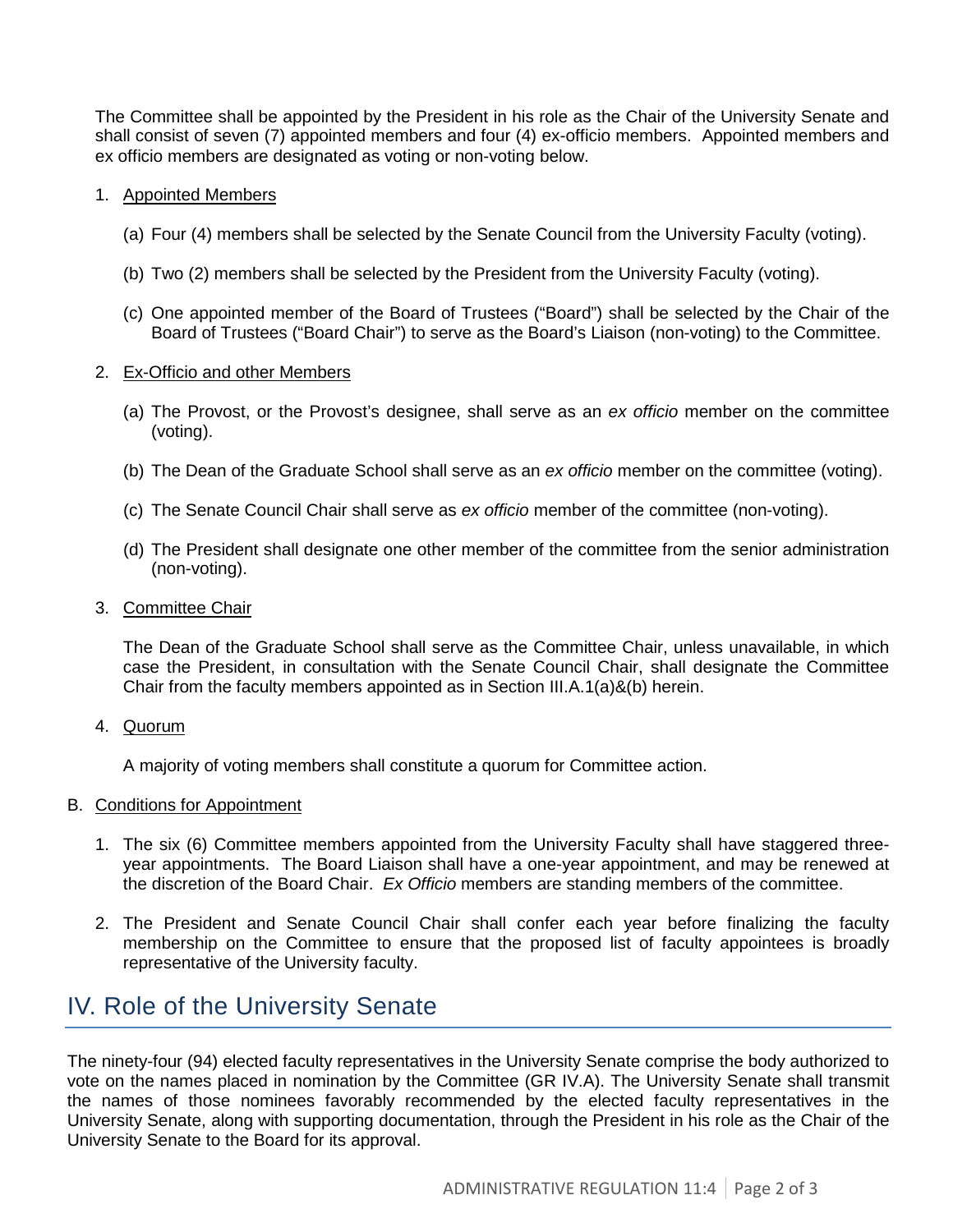The Committee shall be appointed by the President in his role as the Chair of the University Senate and shall consist of seven (7) appointed members and four (4) ex-officio members. Appointed members and ex officio members are designated as voting or non-voting below.

1. Appointed Members

   (a) Four (4) members shall be selected by the Senate Council from the University Faculty (voting).

   (b) Two (2) members shall be selected by the President from the University Faculty (voting).

   (c) One appointed member of the Board of Trustees ("Board") shall be selected by the Chair of the Board of Trustees ("Board Chair") to serve as the Board's Liaison (non-voting) to the Committee.

2. Ex-Officio and other Members

   (a) The Provost, or the Provost's designee, shall serve as an *ex officio* member on the committee (voting).

   (b) The Dean of the Graduate School shall serve as an *ex officio* member on the committee (voting).

   (c) The Senate Council Chair shall serve as *ex officio* member of the committee (non-voting).

   (d) The President shall designate one other member of the committee from the senior administration (non-voting).

3. Committee Chair

   The Dean of the Graduate School shall serve as the Committee Chair, unless unavailable, in which case the President, in consultation with the Senate Council Chair, shall designate the Committee Chair from the faculty members appointed as in Section III.A.1(a)&(b) herein.

4. Quorum

   A majority of voting members shall constitute a quorum for Committee action.

B. Conditions for Appointment

1. The six (6) Committee members appointed from the University Faculty shall have staggered three-year appointments. The Board Liaison shall have a one-year appointment, and may be renewed at the discretion of the Board Chair. *Ex Officio* members are standing members of the committee.

2. The President and Senate Council Chair shall confer each year before finalizing the faculty membership on the Committee to ensure that the proposed list of faculty appointees is broadly representative of the University faculty.

## IV. Role of the University Senate

The ninety-four (94) elected faculty representatives in the University Senate comprise the body authorized to vote on the names placed in nomination by the Committee (GR IV.A). The University Senate shall transmit the names of those nominees favorably recommended by the elected faculty representatives in the University Senate, along with supporting documentation, through the President in his role as the Chair of the University Senate to the Board for its approval.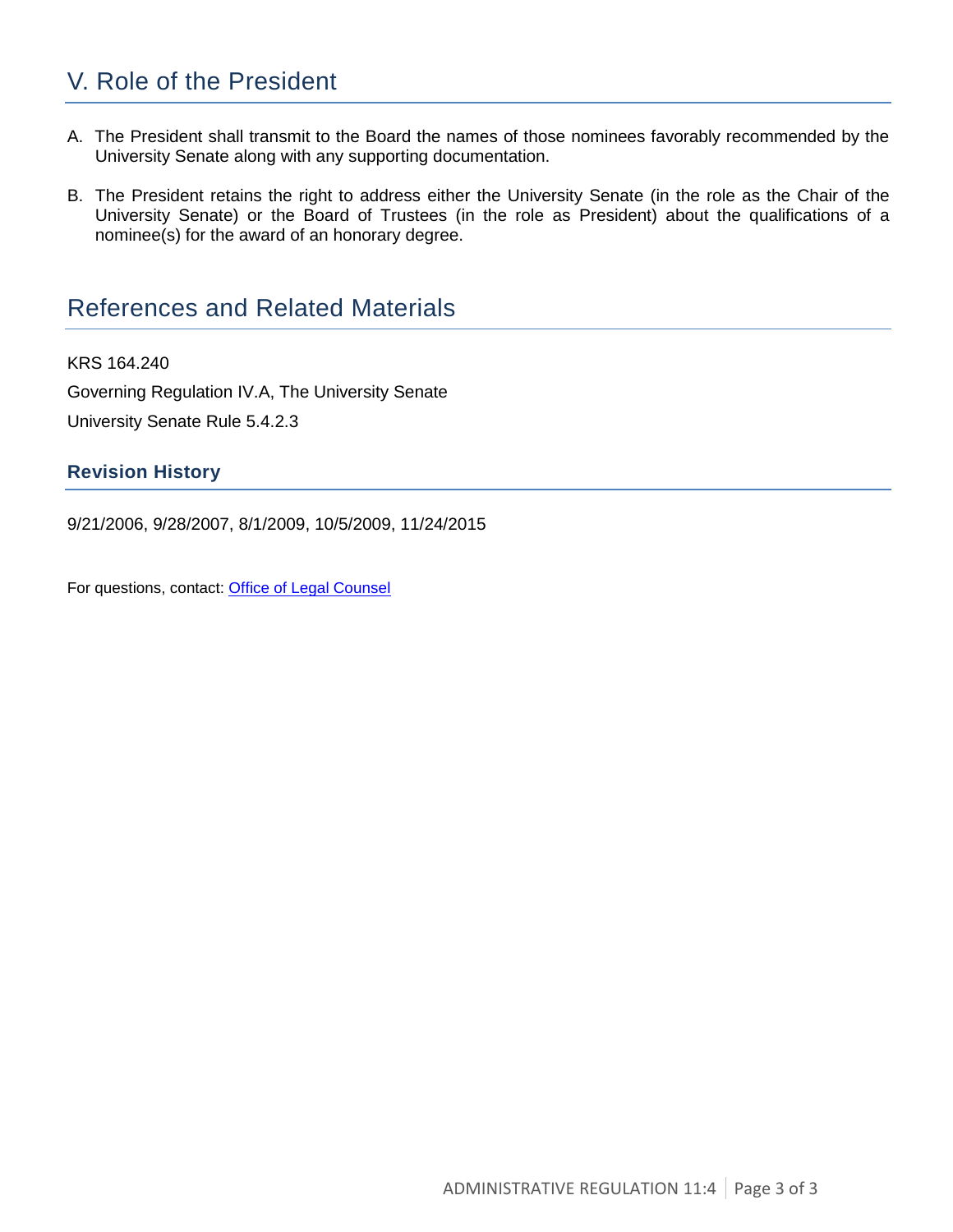## V. Role of the President

A. The President shall transmit to the Board the names of those nominees favorably recommended by the University Senate along with any supporting documentation.

B. The President retains the right to address either the University Senate (in the role as the Chair of the University Senate) or the Board of Trustees (in the role as President) about the qualifications of a nominee(s) for the award of an honorary degree.

## References and Related Materials

KRS 164.240

Governing Regulation IV.A, The University Senate

University Senate Rule 5.4.2.3

### Revision History

9/21/2006, 9/28/2007, 8/1/2009, 10/5/2009, 11/24/2015

For questions, contact: [Office of Legal Counsel]()